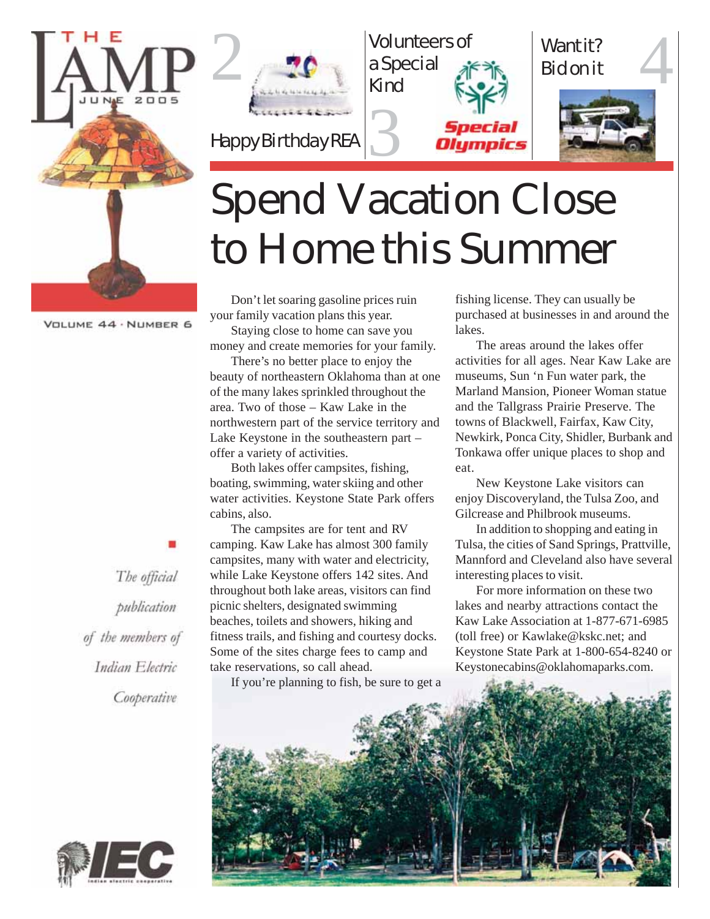# THE LAMP

JUNE 2005

VOLUME 44 · NUMBER 6

2 Happy Birthday REA

3 Volunteers of a Special Kind

4 Want it? Bid on it

# Spend Vacation Close to Home this Summer

Don't let soaring gasoline prices ruin your family vacation plans this year.

Staying close to home can save you money and create memories for your family.

There's no better place to enjoy the beauty of northeastern Oklahoma than at one of the many lakes sprinkled throughout the area. Two of those – Kaw Lake in the northwestern part of the service territory and Lake Keystone in the southeastern part – offer a variety of activities.

Both lakes offer campsites, fishing, boating, swimming, water skiing and other water activities. Keystone State Park offers cabins, also.

The campsites are for tent and RV camping. Kaw Lake has almost 300 family campsites, many with water and electricity, while Lake Keystone offers 142 sites. And throughout both lake areas, visitors can find picnic shelters, designated swimming beaches, toilets and showers, hiking and fitness trails, and fishing and courtesy docks. Some of the sites charge fees to camp and take reservations, so call ahead.

If you're planning to fish, be sure to get a fishing license. They can usually be purchased at businesses in and around the lakes.

The areas around the lakes offer activities for all ages. Near Kaw Lake are museums, Sun 'n Fun water park, the Marland Mansion, Pioneer Woman statue and the Tallgrass Prairie Preserve. The towns of Blackwell, Fairfax, Kaw City, Newkirk, Ponca City, Shidler, Burbank and Tonkawa offer unique places to shop and eat.

New Keystone Lake visitors can enjoy Discoveryland, the Tulsa Zoo, and Gilcrease and Philbrook museums.

In addition to shopping and eating in Tulsa, the cities of Sand Springs, Prattville, Mannford and Cleveland also have several interesting places to visit.

For more information on these two lakes and nearby attractions contact the Kaw Lake Association at 1-877-671-6985 (toll free) or Kawlake@kskc.net; and Keystone State Park at 1-800-654-8240 or Keystonecabins@oklahomaparks.com.

*The official publication of the members of Indian Electric Cooperative*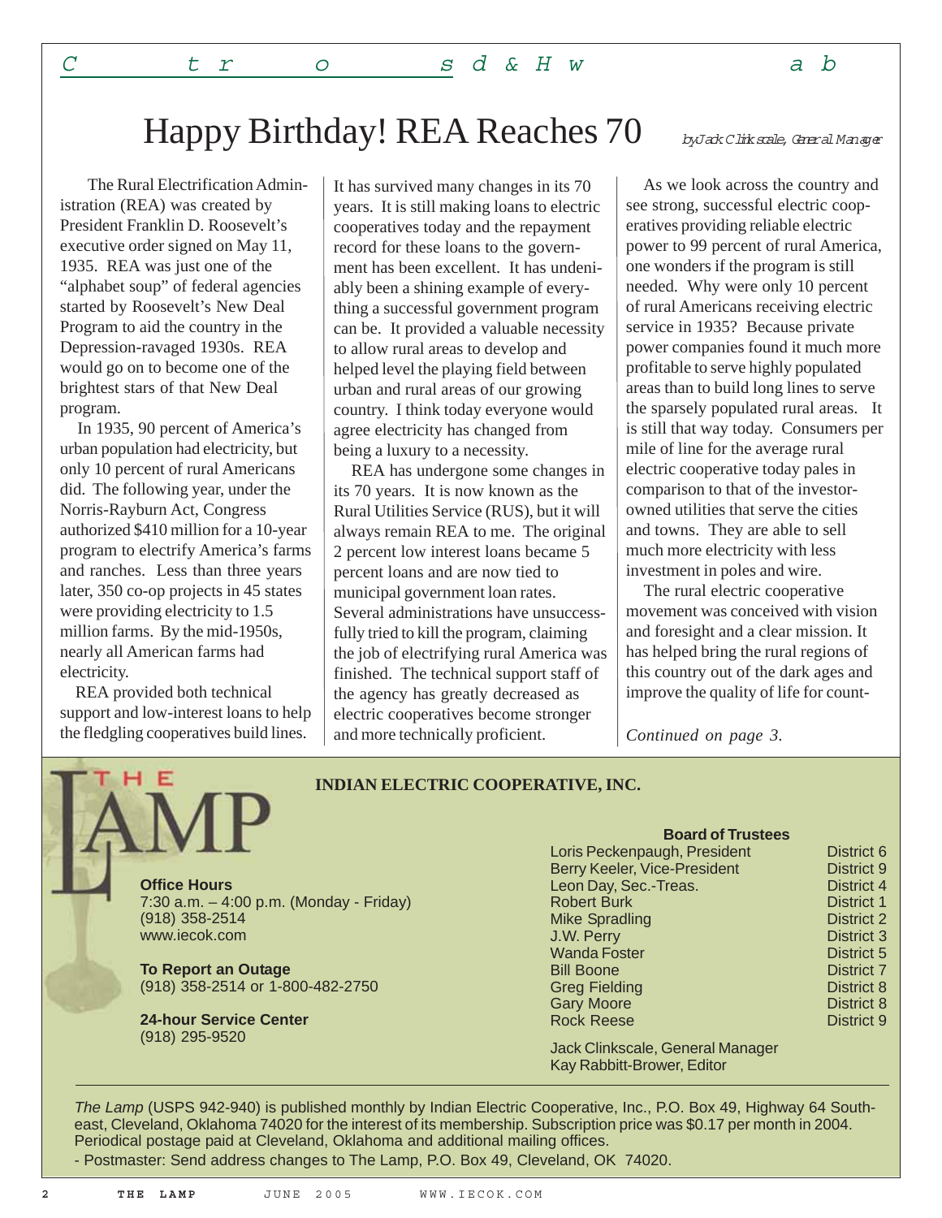# Happy Birthday! REA Reaches 70

*by Jack Clinkscale, General Manager*

The Rural Electrification Administration (REA) was created by President Franklin D. Roosevelt's executive order signed on May 11, 1935. REA was just one of the "alphabet soup" of federal agencies started by Roosevelt's New Deal Program to aid the country in the Depression-ravaged 1930s. REA would go on to become one of the brightest stars of that New Deal program.

In 1935, 90 percent of America's urban population had electricity, but only 10 percent of rural Americans did. The following year, under the Norris-Rayburn Act, Congress authorized $410 million for a 10-year program to electrify America's farms and ranches. Less than three years later, 350 co-op projects in 45 states were providing electricity to 1.5 million farms. By the mid-1950s, nearly all American farms had electricity.

REA provided both technical support and low-interest loans to help the fledgling cooperatives build lines. It has survived many changes in its 70 years. It is still making loans to electric cooperatives today and the repayment record for these loans to the government has been excellent. It has undeniably been a shining example of everything a successful government program can be. It provided a valuable necessity to allow rural areas to develop and helped level the playing field between urban and rural areas of our growing country. I think today everyone would agree electricity has changed from being a luxury to a necessity.

REA has undergone some changes in its 70 years. It is now known as the Rural Utilities Service (RUS), but it will always remain REA to me. The original 2 percent low interest loans became 5 percent loans and are now tied to municipal government loan rates. Several administrations have unsuccessfully tried to kill the program, claiming the job of electrifying rural America was finished. The technical support staff of the agency has greatly decreased as electric cooperatives become stronger and more technically proficient.

As we look across the country and see strong, successful electric cooperatives providing reliable electric power to 99 percent of rural America, one wonders if the program is still needed. Why were only 10 percent of rural Americans receiving electric service in 1935? Because private power companies found it much more profitable to serve highly populated areas than to build long lines to serve the sparsely populated rural areas. It is still that way today. Consumers per mile of line for the average rural electric cooperative today pales in comparison to that of the investor-owned utilities that serve the cities and towns. They are able to sell much more electricity with less investment in poles and wire.

The rural electric cooperative movement was conceived with vision and foresight and a clear mission. It has helped bring the rural regions of this country out of the dark ages and improve the quality of life for count-

*Continued on page 3.*

---

## THE LAMP

**INDIAN ELECTRIC COOPERATIVE, INC.**

**Office Hours**
7:30 a.m. – 4:00 p.m. (Monday - Friday)
(918) 358-2514
www.iecok.com

**To Report an Outage**
(918) 358-2514 or 1-800-482-2750

**24-hour Service Center**
(918) 295-9520

**Board of Trustees**

| Name | District |
|---|---|
| Loris Peckenpaugh, President | District 6 |
| Berry Keeler, Vice-President | District 9 |
| Leon Day, Sec.-Treas. | District 4 |
| Robert Burk | District 1 |
| Mike Spradling | District 2 |
| J.W. Perry | District 3 |
| Wanda Foster | District 5 |
| Bill Boone | District 7 |
| Greg Fielding | District 8 |
| Gary Moore | District 8 |
| Rock Reese | District 9 |

Jack Clinkscale, General Manager
Kay Rabbitt-Brower, Editor

*The Lamp* (USPS 942-940) is published monthly by Indian Electric Cooperative, Inc., P.O. Box 49, Highway 64 Southeast, Cleveland, Oklahoma 74020 for the interest of its membership. Subscription price was $0.17 per month in 2004. Periodical postage paid at Cleveland, Oklahoma and additional mailing offices.
- Postmaster: Send address changes to The Lamp, P.O. Box 49, Cleveland, OK 74020.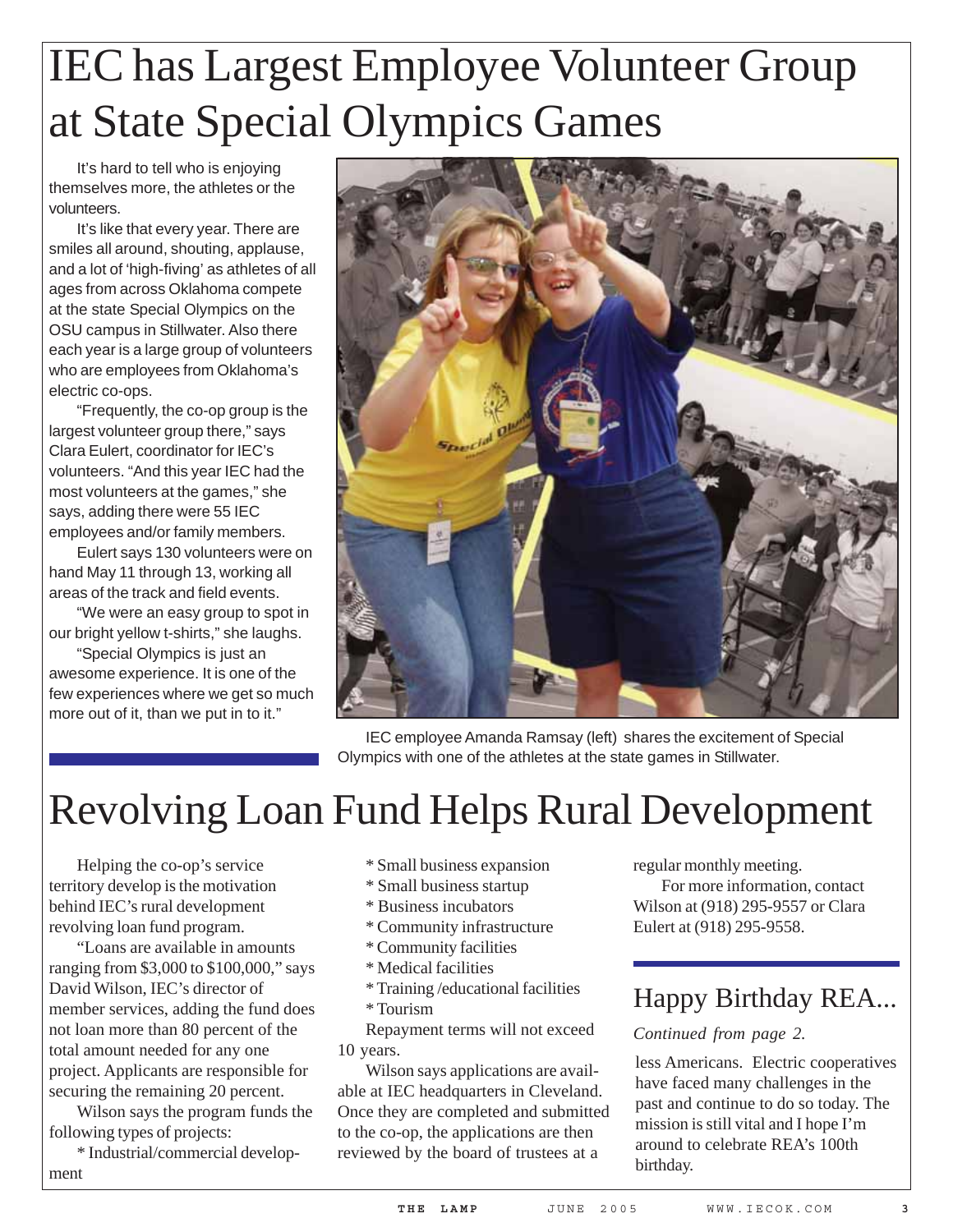# IEC has Largest Employee Volunteer Group at State Special Olympics Games

It's hard to tell who is enjoying themselves more, the athletes or the volunteers.

It's like that every year. There are smiles all around, shouting, applause, and a lot of 'high-fiving' as athletes of all ages from across Oklahoma compete at the state Special Olympics on the OSU campus in Stillwater. Also there each year is a large group of volunteers who are employees from Oklahoma's electric co-ops.

"Frequently, the co-op group is the largest volunteer group there," says Clara Eulert, coordinator for IEC's volunteers. "And this year IEC had the most volunteers at the games," she says, adding there were 55 IEC employees and/or family members.

Eulert says 130 volunteers were on hand May 11 through 13, working all areas of the track and field events.

"We were an easy group to spot in our bright yellow t-shirts," she laughs.

"Special Olympics is just an awesome experience. It is one of the few experiences where we get so much more out of it, than we put in to it."

IEC employee Amanda Ramsay (left) shares the excitement of Special Olympics with one of the athletes at the state games in Stillwater.

# Revolving Loan Fund Helps Rural Development

Helping the co-op's service territory develop is the motivation behind IEC's rural development revolving loan fund program.

"Loans are available in amounts ranging from $3,000 to $100,000," says David Wilson, IEC's director of member services, adding the fund does not loan more than 80 percent of the total amount needed for any one project. Applicants are responsible for securing the remaining 20 percent.

Wilson says the program funds the following types of projects:

* Industrial/commercial development
* Small business expansion
* Small business startup
* Business incubators
* Community infrastructure
* Community facilities
* Medical facilities
* Training /educational facilities
* Tourism

Repayment terms will not exceed 10 years.

Wilson says applications are available at IEC headquarters in Cleveland. Once they are completed and submitted to the co-op, the applications are then reviewed by the board of trustees at a regular monthly meeting.

For more information, contact Wilson at (918) 295-9557 or Clara Eulert at (918) 295-9558.

## Happy Birthday REA...

*Continued from page 2.*

less Americans. Electric cooperatives have faced many challenges in the past and continue to do so today. The mission is still vital and I hope I'm around to celebrate REA's 100th birthday.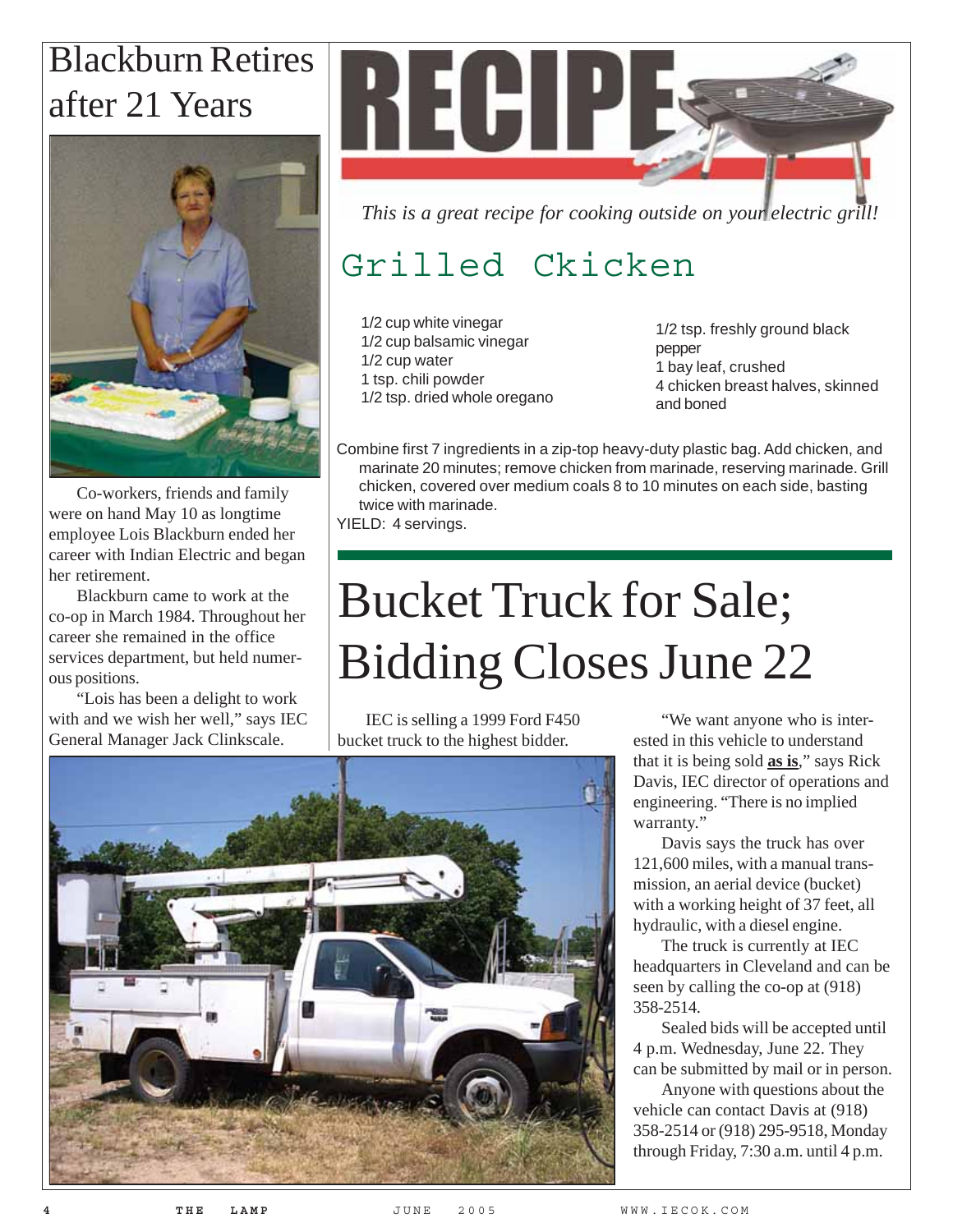# Blackburn Retires after 21 Years

Co-workers, friends and family were on hand May 10 as longtime employee Lois Blackburn ended her career with Indian Electric and began her retirement.

Blackburn came to work at the co-op in March 1984. Throughout her career she remained in the office services department, but held numerous positions.

"Lois has been a delight to work with and we wish her well," says IEC General Manager Jack Clinkscale.

# RECIPE

*This is a great recipe for cooking outside on your electric grill!*

## Grilled Ckicken

1/2 cup white vinegar
1/2 cup balsamic vinegar
1/2 cup water
1 tsp. chili powder
1/2 tsp. dried whole oregano
1/2 tsp. freshly ground black pepper
1 bay leaf, crushed
4 chicken breast halves, skinned and boned

Combine first 7 ingredients in a zip-top heavy-duty plastic bag. Add chicken, and marinate 20 minutes; remove chicken from marinade, reserving marinade. Grill chicken, covered over medium coals 8 to 10 minutes on each side, basting twice with marinade.

YIELD: 4 servings.

# Bucket Truck for Sale; Bidding Closes June 22

IEC is selling a 1999 Ford F450 bucket truck to the highest bidder.

"We want anyone who is interested in this vehicle to understand that it is being sold **as is**," says Rick Davis, IEC director of operations and engineering. "There is no implied warranty."

Davis says the truck has over 121,600 miles, with a manual transmission, an aerial device (bucket) with a working height of 37 feet, all hydraulic, with a diesel engine.

The truck is currently at IEC headquarters in Cleveland and can be seen by calling the co-op at (918) 358-2514.

Sealed bids will be accepted until 4 p.m. Wednesday, June 22. They can be submitted by mail or in person.

Anyone with questions about the vehicle can contact Davis at (918) 358-2514 or (918) 295-9518, Monday through Friday, 7:30 a.m. until 4 p.m.